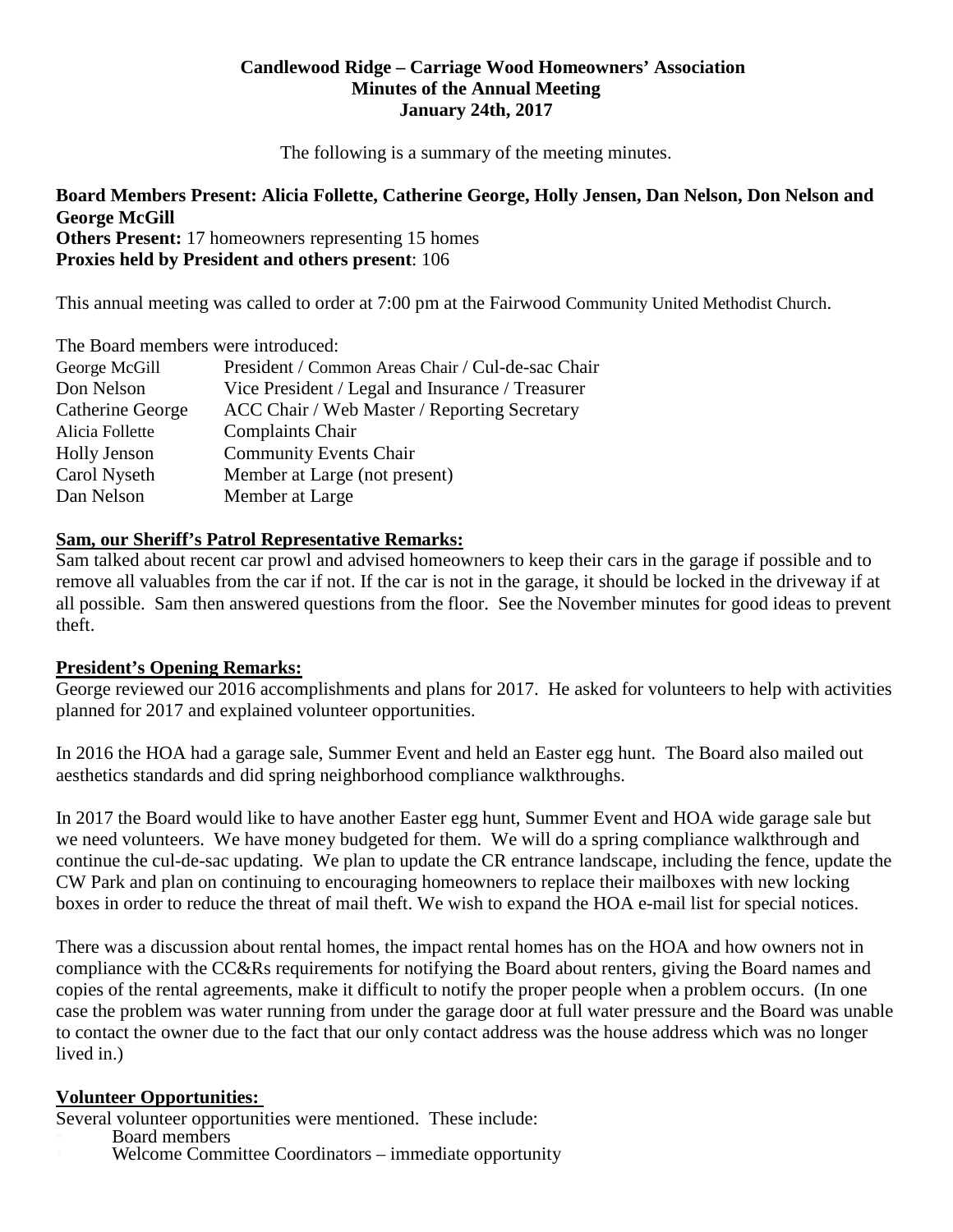**Candlewood Ridge – Carriage Wood Homeowners' Association**
**Minutes of the Annual Meeting**
**January 24th, 2017**

The following is a summary of the meeting minutes.

**Board Members Present: Alicia Follette, Catherine George, Holly Jensen, Dan Nelson, Don Nelson and George McGill**
**Others Present:** 17 homeowners representing 15 homes
**Proxies held by President and others present**: 106

This annual meeting was called to order at 7:00 pm at the Fairwood Community United Methodist Church.

The Board members were introduced:

| | |
|---|---|
| George McGill | President / Common Areas Chair / Cul-de-sac Chair |
| Don Nelson | Vice President / Legal and Insurance / Treasurer |
| Catherine George | ACC Chair / Web Master / Reporting Secretary |
| Alicia Follette | Complaints Chair |
| Holly Jenson | Community Events Chair |
| Carol Nyseth | Member at Large (not present) |
| Dan Nelson | Member at Large |

**Sam, our Sheriff's Patrol Representative Remarks:**

Sam talked about recent car prowl and advised homeowners to keep their cars in the garage if possible and to remove all valuables from the car if not. If the car is not in the garage, it should be locked in the driveway if at all possible. Sam then answered questions from the floor. See the November minutes for good ideas to prevent theft.

**President's Opening Remarks:**

George reviewed our 2016 accomplishments and plans for 2017. He asked for volunteers to help with activities planned for 2017 and explained volunteer opportunities.

In 2016 the HOA had a garage sale, Summer Event and held an Easter egg hunt. The Board also mailed out aesthetics standards and did spring neighborhood compliance walkthroughs.

In 2017 the Board would like to have another Easter egg hunt, Summer Event and HOA wide garage sale but we need volunteers. We have money budgeted for them. We will do a spring compliance walkthrough and continue the cul-de-sac updating. We plan to update the CR entrance landscape, including the fence, update the CW Park and plan on continuing to encouraging homeowners to replace their mailboxes with new locking boxes in order to reduce the threat of mail theft. We wish to expand the HOA e-mail list for special notices.

There was a discussion about rental homes, the impact rental homes has on the HOA and how owners not in compliance with the CC&Rs requirements for notifying the Board about renters, giving the Board names and copies of the rental agreements, make it difficult to notify the proper people when a problem occurs. (In one case the problem was water running from under the garage door at full water pressure and the Board was unable to contact the owner due to the fact that our only contact address was the house address which was no longer lived in.)

**Volunteer Opportunities:**

Several volunteer opportunities were mentioned. These include:

- Board members
- Welcome Committee Coordinators – immediate opportunity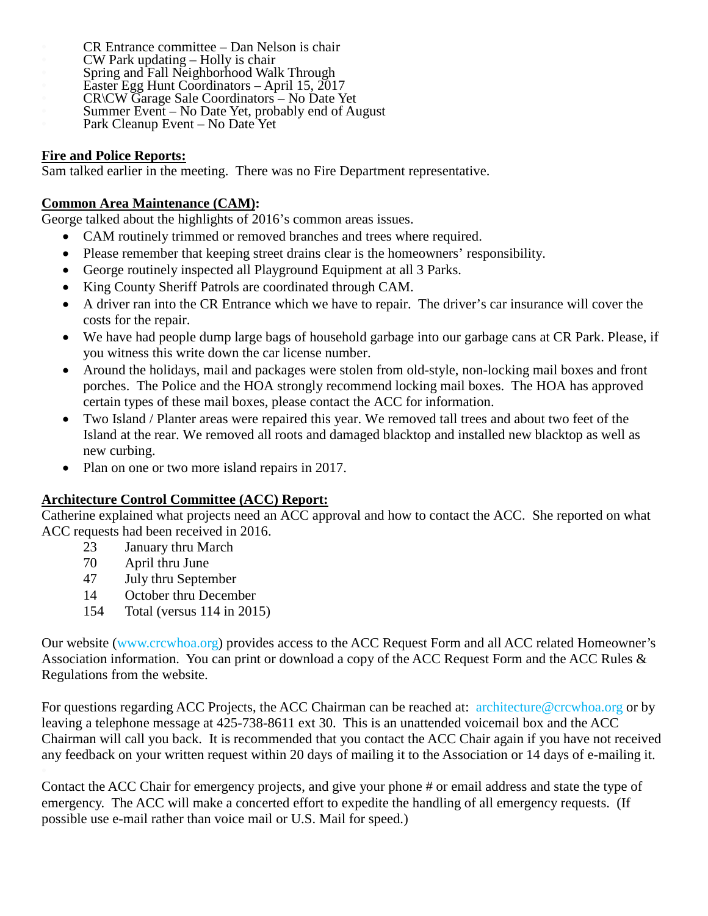- CR Entrance committee – Dan Nelson is chair
- CW Park updating – Holly is chair
- Spring and Fall Neighborhood Walk Through
- Easter Egg Hunt Coordinators – April 15, 2017
- CR\CW Garage Sale Coordinators – No Date Yet
- Summer Event – No Date Yet, probably end of August
- Park Cleanup Event – No Date Yet

**Fire and Police Reports:**

Sam talked earlier in the meeting. There was no Fire Department representative.

**Common Area Maintenance (CAM):**

George talked about the highlights of 2016's common areas issues.

- CAM routinely trimmed or removed branches and trees where required.
- Please remember that keeping street drains clear is the homeowners' responsibility.
- George routinely inspected all Playground Equipment at all 3 Parks.
- King County Sheriff Patrols are coordinated through CAM.
- A driver ran into the CR Entrance which we have to repair. The driver's car insurance will cover the costs for the repair.
- We have had people dump large bags of household garbage into our garbage cans at CR Park. Please, if you witness this write down the car license number.
- Around the holidays, mail and packages were stolen from old-style, non-locking mail boxes and front porches. The Police and the HOA strongly recommend locking mail boxes. The HOA has approved certain types of these mail boxes, please contact the ACC for information.
- Two Island / Planter areas were repaired this year. We removed tall trees and about two feet of the Island at the rear. We removed all roots and damaged blacktop and installed new blacktop as well as new curbing.
- Plan on one or two more island repairs in 2017.

**Architecture Control Committee (ACC) Report:**

Catherine explained what projects need an ACC approval and how to contact the ACC. She reported on what ACC requests had been received in 2016.

| | |
|---|---|
| 23 | January thru March |
| 70 | April thru June |
| 47 | July thru September |
| 14 | October thru December |
| 154 | Total (versus 114 in 2015) |

Our website (www.crcwhoa.org) provides access to the ACC Request Form and all ACC related Homeowner's Association information. You can print or download a copy of the ACC Request Form and the ACC Rules & Regulations from the website.

For questions regarding ACC Projects, the ACC Chairman can be reached at: architecture@crcwhoa.org or by leaving a telephone message at 425-738-8611 ext 30. This is an unattended voicemail box and the ACC Chairman will call you back. It is recommended that you contact the ACC Chair again if you have not received any feedback on your written request within 20 days of mailing it to the Association or 14 days of e-mailing it.

Contact the ACC Chair for emergency projects, and give your phone # or email address and state the type of emergency. The ACC will make a concerted effort to expedite the handling of all emergency requests. (If possible use e-mail rather than voice mail or U.S. Mail for speed.)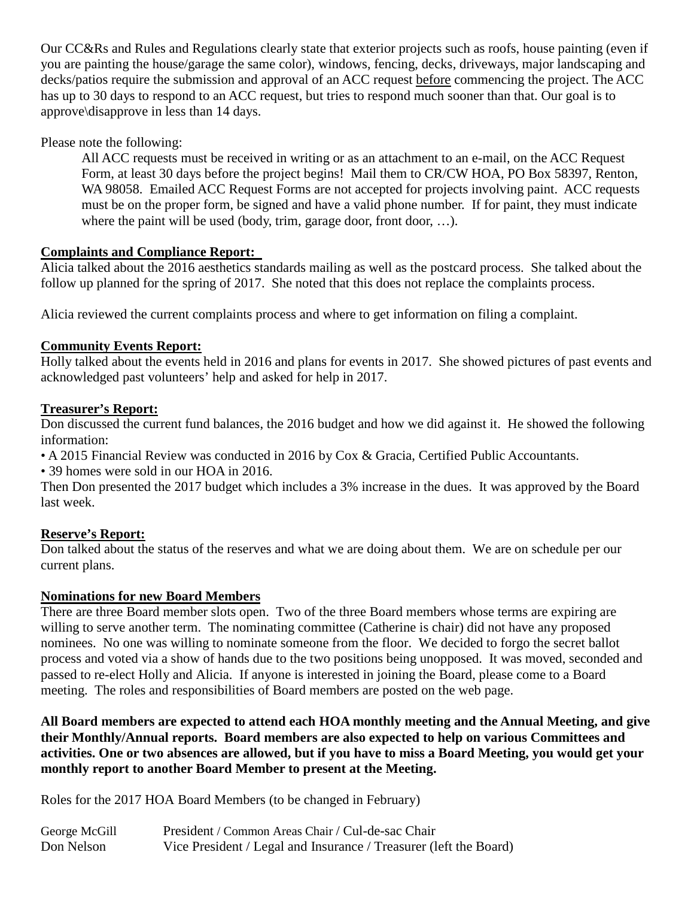Our CC&Rs and Rules and Regulations clearly state that exterior projects such as roofs, house painting (even if you are painting the house/garage the same color), windows, fencing, decks, driveways, major landscaping and decks/patios require the submission and approval of an ACC request <u>before</u> commencing the project. The ACC has up to 30 days to respond to an ACC request, but tries to respond much sooner than that. Our goal is to approve\disapprove in less than 14 days.

Please note the following:

> All ACC requests must be received in writing or as an attachment to an e-mail, on the ACC Request Form, at least 30 days before the project begins! Mail them to CR/CW HOA, PO Box 58397, Renton, WA 98058. Emailed ACC Request Forms are not accepted for projects involving paint. ACC requests must be on the proper form, be signed and have a valid phone number. If for paint, they must indicate where the paint will be used (body, trim, garage door, front door, …).

**<u>Complaints and Compliance Report:</u>**

Alicia talked about the 2016 aesthetics standards mailing as well as the postcard process. She talked about the follow up planned for the spring of 2017. She noted that this does not replace the complaints process.

Alicia reviewed the current complaints process and where to get information on filing a complaint.

**<u>Community Events Report:</u>**

Holly talked about the events held in 2016 and plans for events in 2017. She showed pictures of past events and acknowledged past volunteers' help and asked for help in 2017.

**<u>Treasurer's Report:</u>**

Don discussed the current fund balances, the 2016 budget and how we did against it. He showed the following information:

- A 2015 Financial Review was conducted in 2016 by Cox & Gracia, Certified Public Accountants.
- 39 homes were sold in our HOA in 2016.

Then Don presented the 2017 budget which includes a 3% increase in the dues. It was approved by the Board last week.

**<u>Reserve's Report:</u>**

Don talked about the status of the reserves and what we are doing about them. We are on schedule per our current plans.

**<u>Nominations for new Board Members</u>**

There are three Board member slots open. Two of the three Board members whose terms are expiring are willing to serve another term. The nominating committee (Catherine is chair) did not have any proposed nominees. No one was willing to nominate someone from the floor. We decided to forgo the secret ballot process and voted via a show of hands due to the two positions being unopposed. It was moved, seconded and passed to re-elect Holly and Alicia. If anyone is interested in joining the Board, please come to a Board meeting. The roles and responsibilities of Board members are posted on the web page.

**All Board members are expected to attend each HOA monthly meeting and the Annual Meeting, and give their Monthly/Annual reports. Board members are also expected to help on various Committees and activities. One or two absences are allowed, but if you have to miss a Board Meeting, you would get your monthly report to another Board Member to present at the Meeting.**

Roles for the 2017 HOA Board Members (to be changed in February)

| | |
|---|---|
| George McGill | President / Common Areas Chair / Cul-de-sac Chair |
| Don Nelson | Vice President / Legal and Insurance / Treasurer (left the Board) |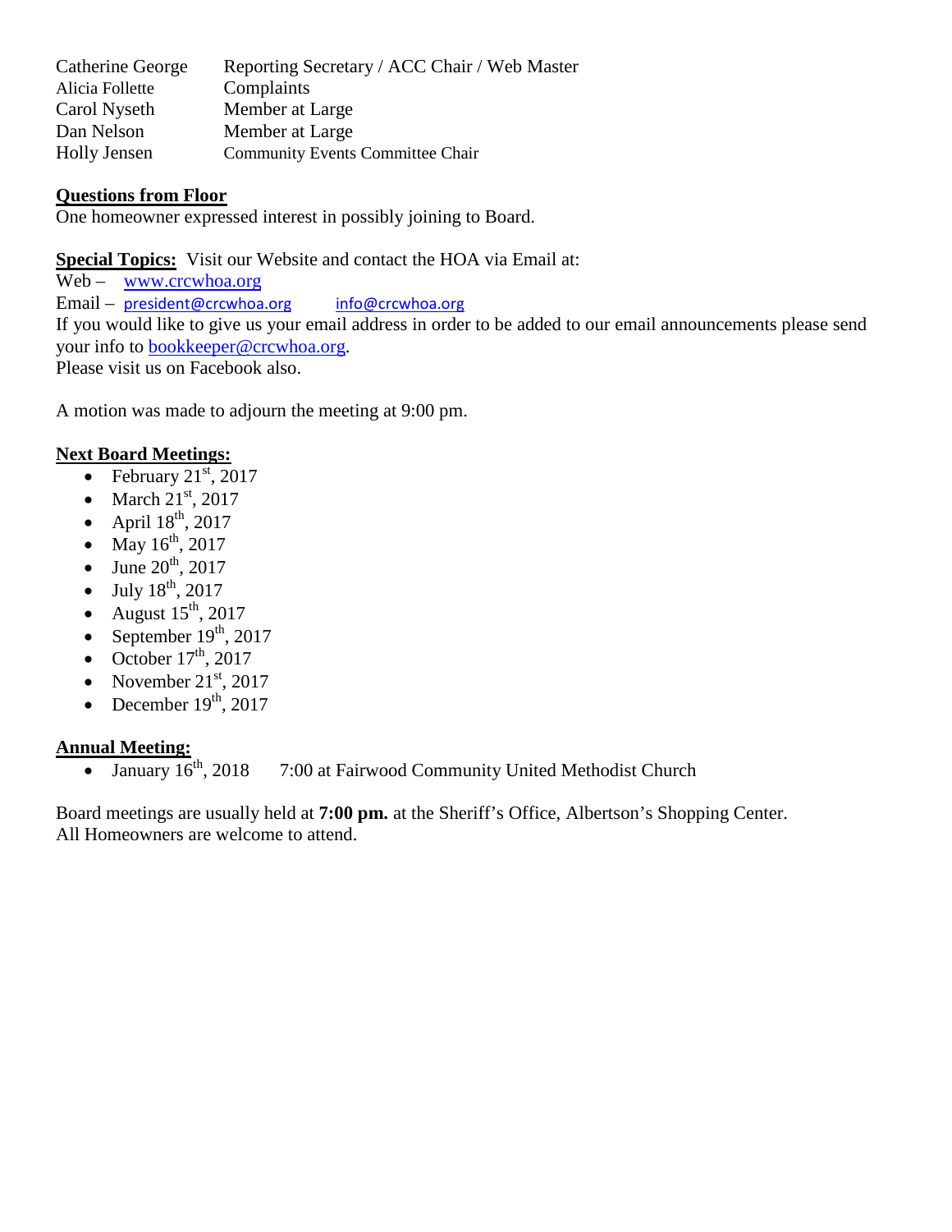| | |
|---|---|
| Catherine George | Reporting Secretary / ACC Chair / Web Master |
| Alicia Follette | Complaints |
| Carol Nyseth | Member at Large |
| Dan Nelson | Member at Large |
| Holly Jensen | Community Events Committee Chair |

**Questions from Floor**

One homeowner expressed interest in possibly joining to Board.

**Special Topics:** Visit our Website and contact the HOA via Email at:

Web – www.crcwhoa.org

Email – president@crcwhoa.org     info@crcwhoa.org

If you would like to give us your email address in order to be added to our email announcements please send your info to bookkeeper@crcwhoa.org.

Please visit us on Facebook also.

A motion was made to adjourn the meeting at 9:00 pm.

**Next Board Meetings:**

- February 21st, 2017
- March 21st, 2017
- April 18th, 2017
- May 16th, 2017
- June 20th, 2017
- July 18th, 2017
- August 15th, 2017
- September 19th, 2017
- October 17th, 2017
- November 21st, 2017
- December 19th, 2017

**Annual Meeting:**

- January 16th, 2018     7:00 at Fairwood Community United Methodist Church

Board meetings are usually held at **7:00 pm.** at the Sheriff's Office, Albertson's Shopping Center.
All Homeowners are welcome to attend.